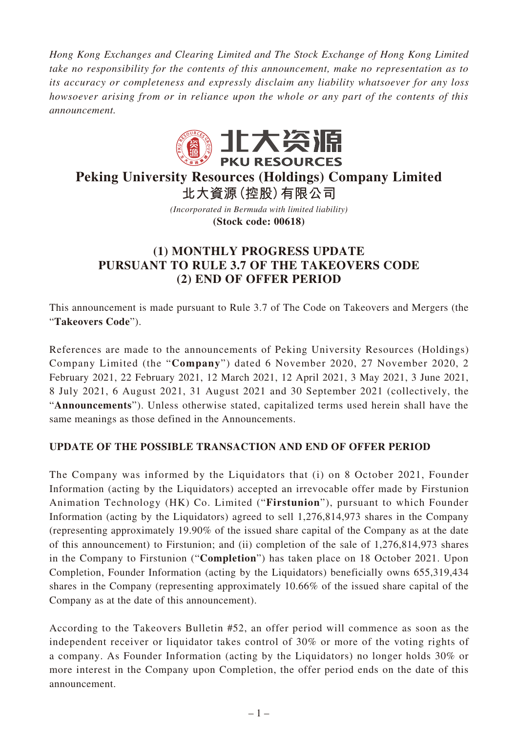*Hong Kong Exchanges and Clearing Limited and The Stock Exchange of Hong Kong Limited take no responsibility for the contents of this announcement, make no representation as to its accuracy or completeness and expressly disclaim any liability whatsoever for any loss howsoever arising from or in reliance upon the whole or any part of the contents of this announcement.*

北大资源
PKU RESOURCES

# Peking University Resources (Holdings) Company Limited
# 北大資源(控股)有限公司

*(Incorporated in Bermuda with limited liability)*
**(Stock code: 00618)**

## (1) MONTHLY PROGRESS UPDATE PURSUANT TO RULE 3.7 OF THE TAKEOVERS CODE (2) END OF OFFER PERIOD

This announcement is made pursuant to Rule 3.7 of The Code on Takeovers and Mergers (the "**Takeovers Code**").

References are made to the announcements of Peking University Resources (Holdings) Company Limited (the "**Company**") dated 6 November 2020, 27 November 2020, 2 February 2021, 22 February 2021, 12 March 2021, 12 April 2021, 3 May 2021, 3 June 2021, 8 July 2021, 6 August 2021, 31 August 2021 and 30 September 2021 (collectively, the "**Announcements**"). Unless otherwise stated, capitalized terms used herein shall have the same meanings as those defined in the Announcements.

**UPDATE OF THE POSSIBLE TRANSACTION AND END OF OFFER PERIOD**

The Company was informed by the Liquidators that (i) on 8 October 2021, Founder Information (acting by the Liquidators) accepted an irrevocable offer made by Firstunion Animation Technology (HK) Co. Limited ("**Firstunion**"), pursuant to which Founder Information (acting by the Liquidators) agreed to sell 1,276,814,973 shares in the Company (representing approximately 19.90% of the issued share capital of the Company as at the date of this announcement) to Firstunion; and (ii) completion of the sale of 1,276,814,973 shares in the Company to Firstunion ("**Completion**") has taken place on 18 October 2021. Upon Completion, Founder Information (acting by the Liquidators) beneficially owns 655,319,434 shares in the Company (representing approximately 10.66% of the issued share capital of the Company as at the date of this announcement).

According to the Takeovers Bulletin #52, an offer period will commence as soon as the independent receiver or liquidator takes control of 30% or more of the voting rights of a company. As Founder Information (acting by the Liquidators) no longer holds 30% or more interest in the Company upon Completion, the offer period ends on the date of this announcement.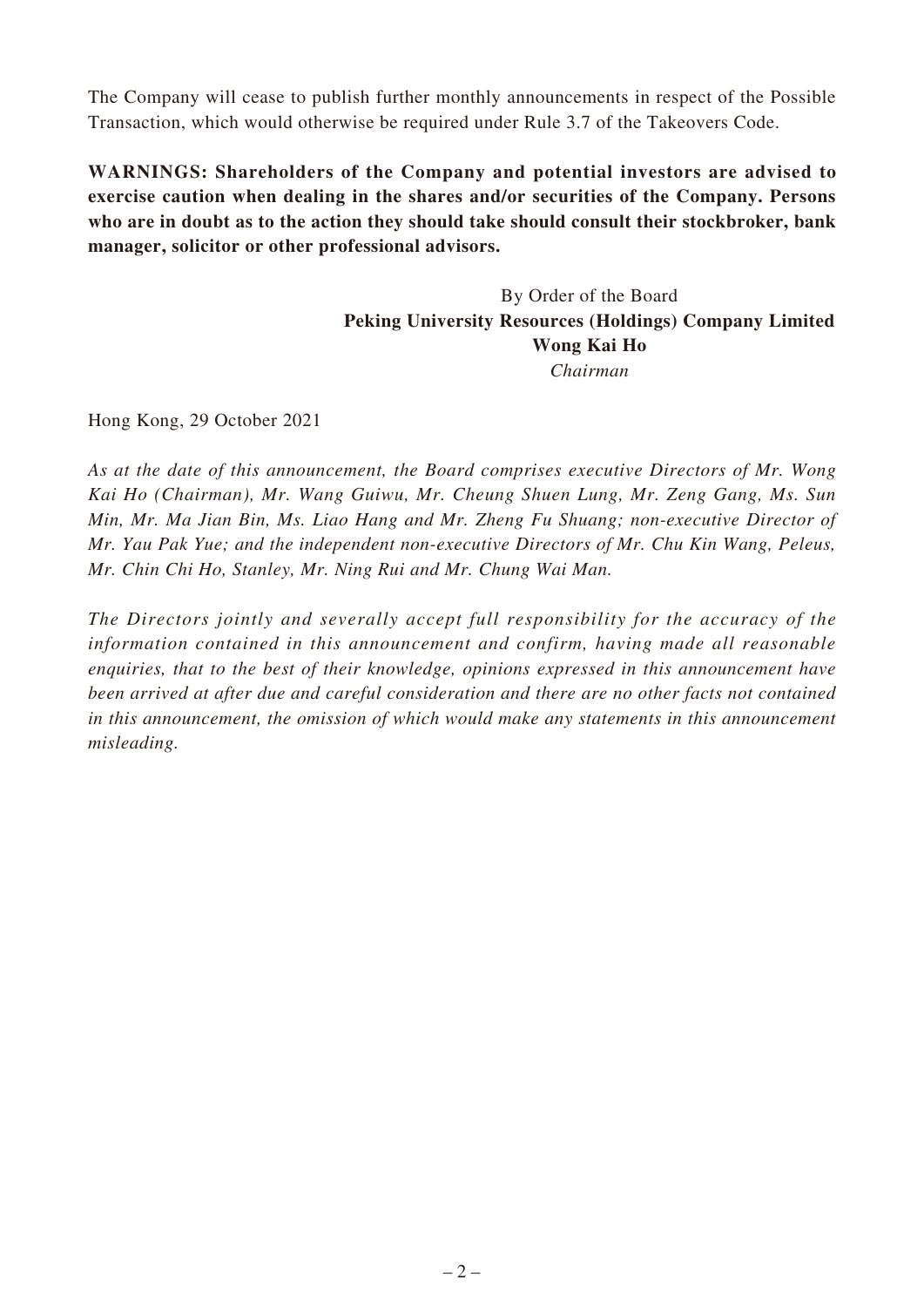The Company will cease to publish further monthly announcements in respect of the Possible Transaction, which would otherwise be required under Rule 3.7 of the Takeovers Code.

**WARNINGS: Shareholders of the Company and potential investors are advised to exercise caution when dealing in the shares and/or securities of the Company. Persons who are in doubt as to the action they should take should consult their stockbroker, bank manager, solicitor or other professional advisors.**

By Order of the Board
**Peking University Resources (Holdings) Company Limited**
**Wong Kai Ho**
*Chairman*

Hong Kong, 29 October 2021

*As at the date of this announcement, the Board comprises executive Directors of Mr. Wong Kai Ho (Chairman), Mr. Wang Guiwu, Mr. Cheung Shuen Lung, Mr. Zeng Gang, Ms. Sun Min, Mr. Ma Jian Bin, Ms. Liao Hang and Mr. Zheng Fu Shuang; non-executive Director of Mr. Yau Pak Yue; and the independent non-executive Directors of Mr. Chu Kin Wang, Peleus, Mr. Chin Chi Ho, Stanley, Mr. Ning Rui and Mr. Chung Wai Man.*

*The Directors jointly and severally accept full responsibility for the accuracy of the information contained in this announcement and confirm, having made all reasonable enquiries, that to the best of their knowledge, opinions expressed in this announcement have been arrived at after due and careful consideration and there are no other facts not contained in this announcement, the omission of which would make any statements in this announcement misleading.*